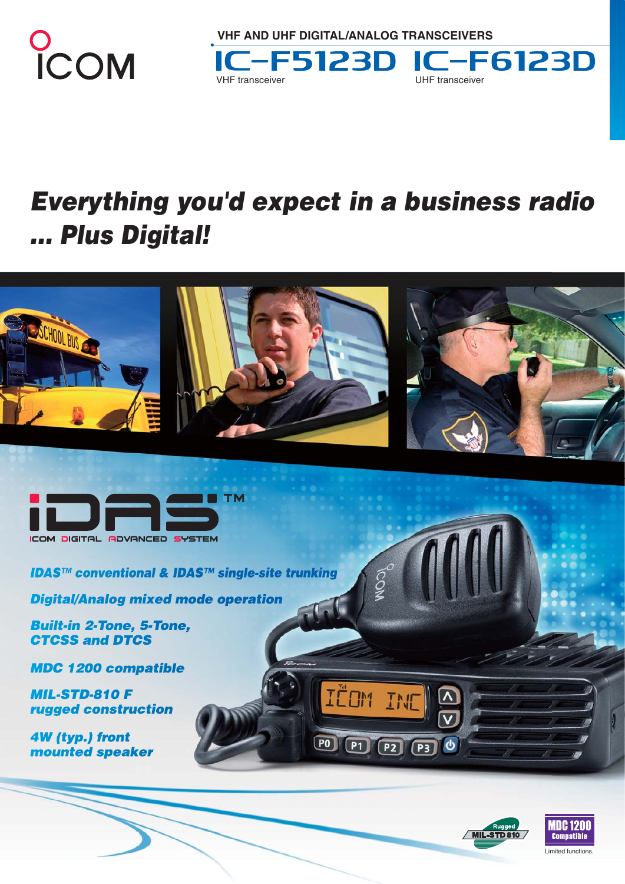ICOM

VHF AND UHF DIGITAL/ANALOG TRANSCEIVERS

# IC-F5123D IC-F6123D

VHF transceiver UHF transceiver

## *Everything you'd expect in a business radio ... Plus Digital!*

IDAS™

ICOM DIGITAL ADVANCED SYSTEM

***IDAS™ conventional & IDAS™ single-site trunking***

***Digital/Analog mixed mode operation***

***Built-in 2-Tone, 5-Tone, CTCSS and DTCS***

***MDC 1200 compatible***

***MIL-STD-810 F rugged construction***

***4W (typ.) front mounted speaker***

Rugged MIL-STD 810

MDC 1200 Compatible

Limited functions.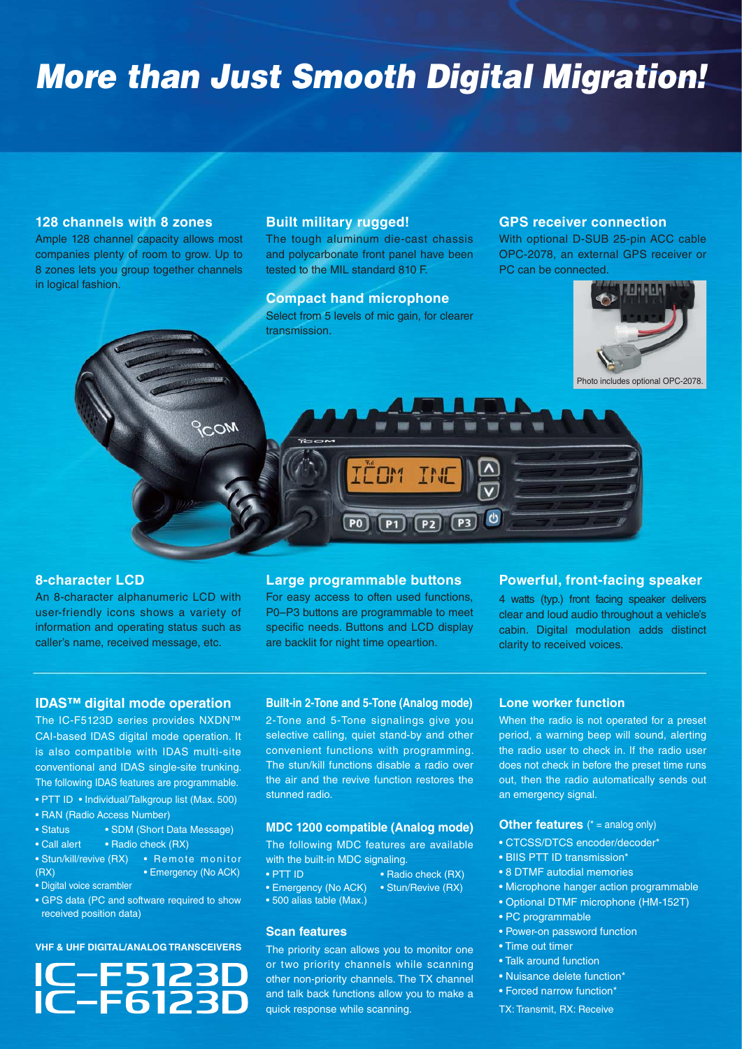# More than Just Smooth Digital Migration!

### 128 channels with 8 zones

Ample 128 channel capacity allows most companies plenty of room to grow. Up to 8 zones lets you group together channels in logical fashion.

### Built military rugged!

The tough aluminum die-cast chassis and polycarbonate front panel have been tested to the MIL standard 810 F.

### Compact hand microphone

Select from 5 levels of mic gain, for clearer transmission.

### GPS receiver connection

With optional D-SUB 25-pin ACC cable OPC-2078, an external GPS receiver or PC can be connected.

Photo includes optional OPC-2078.

### 8-character LCD

An 8-character alphanumeric LCD with user-friendly icons shows a variety of information and operating status such as caller's name, received message, etc.

### Large programmable buttons

For easy access to often used functions, P0–P3 buttons are programmable to meet specific needs. Buttons and LCD display are backlit for night time opeartion.

### Powerful, front-facing speaker

4 watts (typ.) front facing speaker delivers clear and loud audio throughout a vehicle's cabin. Digital modulation adds distinct clarity to received voices.

---

### IDAS™ digital mode operation

The IC-F5123D series provides NXDN™ CAI-based IDAS digital mode operation. It is also compatible with IDAS multi-site conventional and IDAS single-site trunking. The following IDAS features are programmable.

- PTT ID
- Individual/Talkgroup list (Max. 500)
- RAN (Radio Access Number)
- Status
- SDM (Short Data Message)
- Call alert
- Radio check (RX)
- Stun/kill/revive (RX)
- Remote monitor (RX)
- Emergency (No ACK)
- Digital voice scrambler
- GPS data (PC and software required to show received position data)

**VHF & UHF DIGITAL/ANALOG TRANSCEIVERS**

# IC-F5123D IC-F6123D

### Built-in 2-Tone and 5-Tone (Analog mode)

2-Tone and 5-Tone signalings give you selective calling, quiet stand-by and other convenient functions with programming. The stun/kill functions disable a radio over the air and the revive function restores the stunned radio.

### MDC 1200 compatible (Analog mode)

The following MDC features are available with the built-in MDC signaling.

- PTT ID
- Radio check (RX)
- Emergency (No ACK)
- Stun/Revive (RX)
- 500 alias table (Max.)

### Scan features

The priority scan allows you to monitor one or two priority channels while scanning other non-priority channels. The TX channel and talk back functions allow you to make a quick response while scanning.

### Lone worker function

When the radio is not operated for a preset period, a warning beep will sound, alerting the radio user to check in. If the radio user does not check in before the preset time runs out, then the radio automatically sends out an emergency signal.

### Other features (* = analog only)

- CTCSS/DTCS encoder/decoder*
- BIIS PTT ID transmission*
- 8 DTMF autodial memories
- Microphone hanger action programmable
- Optional DTMF microphone (HM-152T)
- PC programmable
- Power-on password function
- Time out timer
- Talk around function
- Nuisance delete function*
- Forced narrow function*

TX: Transmit, RX: Receive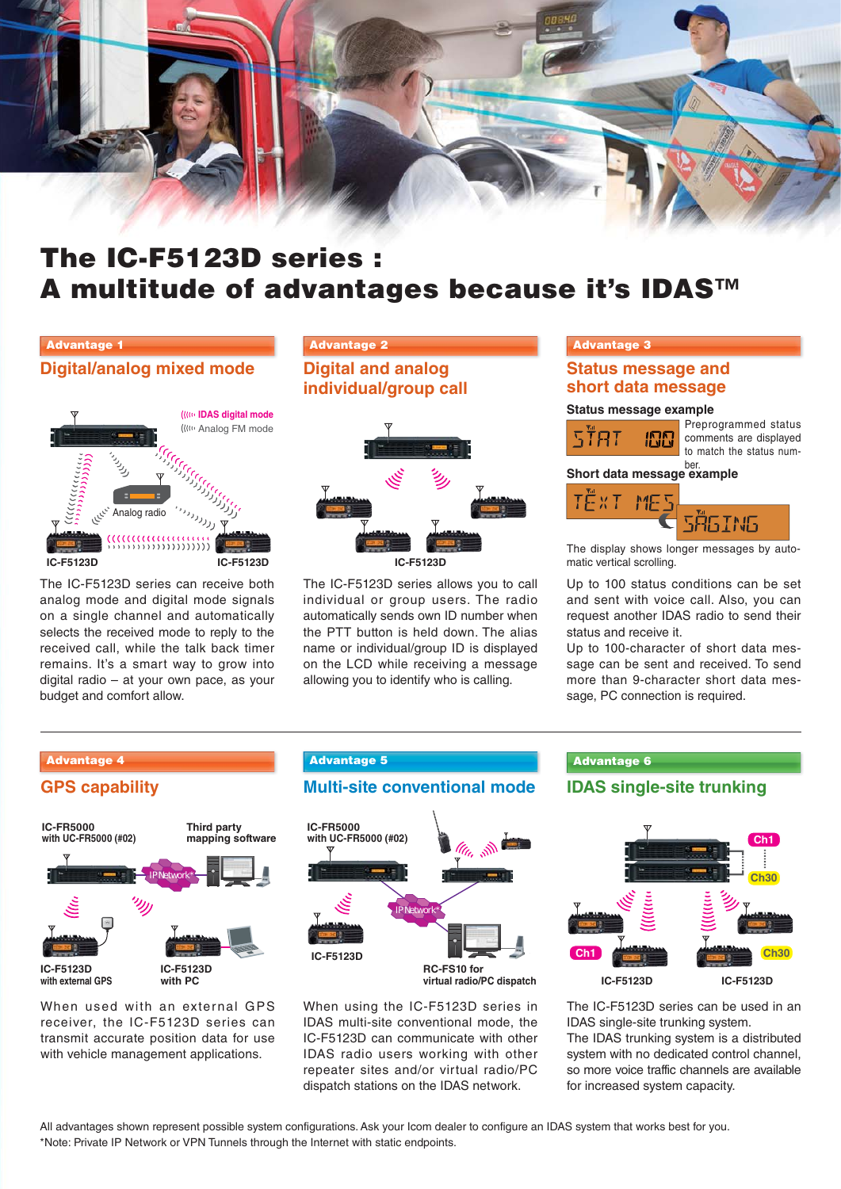# The IC-F5123D series : A multitude of advantages because it's IDAS™

## Advantage 1

### Digital/analog mixed mode

IDAS digital mode
Analog FM mode
Analog radio
IC-F5123D
IC-F5123D

The IC-F5123D series can receive both analog mode and digital mode signals on a single channel and automatically selects the received mode to reply to the received call, while the talk back timer remains. It's a smart way to grow into digital radio – at your own pace, as your budget and comfort allow.

## Advantage 2

### Digital and analog individual/group call

IC-F5123D

The IC-F5123D series allows you to call individual or group users. The radio automatically sends own ID number when the PTT button is held down. The alias name or individual/group ID is displayed on the LCD while receiving a message allowing you to identify who is calling.

## Advantage 3

### Status message and short data message

**Status message example**

START 100

Preprogrammed status comments are displayed to match the status number.

**Short data message example**

TEXT MES SAGING

The display shows longer messages by automatic vertical scrolling.

Up to 100 status conditions can be set and sent with voice call. Also, you can request another IDAS radio to send their status and receive it.

Up to 100-character of short data message can be sent and received. To send more than 9-character short data message, PC connection is required.

## Advantage 4

### GPS capability

IC-FR5000 with UC-FR5000 (#02)
Third party mapping software
IP Network*
IC-F5123D with external GPS
IC-F5123D with PC

When used with an external GPS receiver, the IC-F5123D series can transmit accurate position data for use with vehicle management applications.

## Advantage 5

### Multi-site conventional mode

IC-FR5000 with UC-FR5000 (#02)
IP Network*
IC-F5123D
RC-FS10 for virtual radio/PC dispatch

When using the IC-F5123D series in IDAS multi-site conventional mode, the IC-F5123D can communicate with other IDAS radio users working with other repeater sites and/or virtual radio/PC dispatch stations on the IDAS network.

## Advantage 6

### IDAS single-site trunking

Ch1
Ch30
Ch1
Ch30
IC-F5123D
IC-F5123D

The IC-F5123D series can be used in an IDAS single-site trunking system.

The IDAS trunking system is a distributed system with no dedicated control channel, so more voice traffic channels are available for increased system capacity.

All advantages shown represent possible system configurations. Ask your Icom dealer to configure an IDAS system that works best for you.
*Note: Private IP Network or VPN Tunnels through the Internet with static endpoints.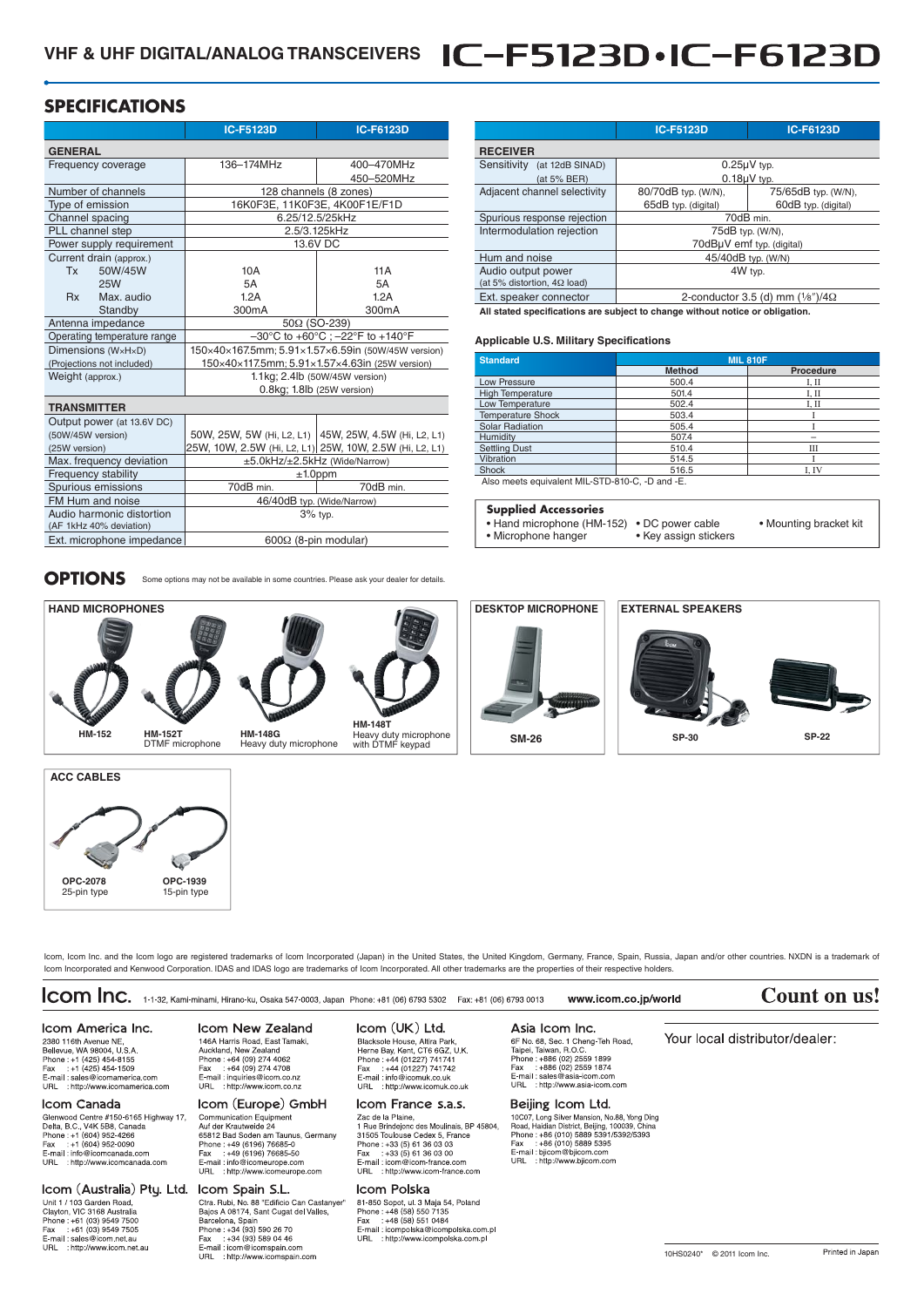# VHF & UHF DIGITAL/ANALOG TRANSCEIVERS IC-F5123D•IC-F6123D

## SPECIFICATIONS

| | IC-F5123D | IC-F6123D |
|---|---|---|
| **GENERAL** | | |
| Frequency coverage | 136–174MHz | 400–470MHz<br>450–520MHz |
| Number of channels | 128 channels (8 zones) | |
| Type of emission | 16K0F3E, 11K0F3E, 4K00F1E/F1D | |
| Channel spacing | 6.25/12.5/25kHz | |
| PLL channel step | 2.5/3.125kHz | |
| Power supply requirement | 13.6V DC | |
| Current drain (approx.) | | |
| Tx 50W/45W | 10A | 11A |
| Tx 25W | 5A | 5A |
| Rx Max. audio | 1.2A | 1.2A |
| Rx Standby | 300mA | 300mA |
| Antenna impedance | 50Ω (SO-239) | |
| Operating temperature range | –30°C to +60°C ; –22°F to +140°F | |
| Dimensions (W×H×D) (Projections not included) | 150×40×167.5mm; 5.91×1.57×6.59in (50W/45W version)<br>150×40×117.5mm; 5.91×1.57×4.63in (25W version) | |
| Weight (approx.) | 1.1kg; 2.4lb (50W/45W version)<br>0.8kg; 1.8lb (25W version) | |
| **TRANSMITTER** | | |
| Output power (at 13.6V DC) | | |
| (50W/45W version) | 50W, 25W, 5W (Hi, L2, L1) | 45W, 25W, 4.5W (Hi, L2, L1) |
| (25W version) | 25W, 10W, 2.5W (Hi, L2, L1) | 25W, 10W, 2.5W (Hi, L2, L1) |
| Max. frequency deviation | ±5.0kHz/±2.5kHz (Wide/Narrow) | |
| Frequency stability | ±1.0ppm | |
| Spurious emissions | 70dB min. | 70dB min. |
| FM Hum and noise | 46/40dB typ. (Wide/Narrow) | |
| Audio harmonic distortion (AF 1kHz 40% deviation) | 3% typ. | |
| Ext. microphone impedance | 600Ω (8-pin modular) | |

| | IC-F5123D | IC-F6123D |
|---|---|---|
| **RECEIVER** | | |
| Sensitivity (at 12dB SINAD) | 0.25μV typ. | |
| (at 5% BER) | 0.18μV typ. | |
| Adjacent channel selectivity | 80/70dB typ. (W/N),<br>65dB typ. (digital) | 75/65dB typ. (W/N),<br>60dB typ. (digital) |
| Spurious response rejection | 70dB min. | |
| Intermodulation rejection | 75dB typ. (W/N),<br>70dBμV emf typ. (digital) | |
| Hum and noise | 45/40dB typ. (W/N) | |
| Audio output power (at 5% distortion, 4Ω load) | 4W typ. | |
| Ext. speaker connector | 2-conductor 3.5 (d) mm (⅛")/4Ω | |

All stated specifications are subject to change without notice or obligation.

### Applicable U.S. Military Specifications

| Standard | MIL 810F Method | Procedure |
|---|---|---|
| Low Pressure | 500.4 | I, II |
| High Temperature | 501.4 | I, II |
| Low Temperature | 502.4 | I, II |
| Temperature Shock | 503.4 | I |
| Solar Radiation | 505.4 | I |
| Humidity | 507.4 | – |
| Settling Dust | 510.4 | III |
| Vibration | 514.5 | I |
| Shock | 516.5 | I, IV |

Also meets equivalent MIL-STD-810-C, -D and -E.

**Supplied Accessories**
- Hand microphone (HM-152)
- Microphone hanger
- DC power cable
- Key assign stickers
- Mounting bracket kit

## OPTIONS

Some options may not be available in some countries. Please ask your dealer for details.

**HAND MICROPHONES**

- **HM-152**
- **HM-152T** DTMF microphone
- **HM-148G** Heavy duty microphone
- **HM-148T** Heavy duty microphone with DTMF keypad

**DESKTOP MICROPHONE**

- **SM-26**

**EXTERNAL SPEAKERS**

- **SP-30**
- **SP-22**

**ACC CABLES**

- **OPC-2078** 25-pin type
- **OPC-1939** 15-pin type

Icom, Icom Inc. and the Icom logo are registered trademarks of Icom Incorporated (Japan) in the United States, the United Kingdom, Germany, France, Spain, Russia, Japan and/or other countries. NXDN is a trademark of Icom Incorporated and Kenwood Corporation. IDAS and IDAS logo are trademarks of Icom Incorporated. All other trademarks are the properties of their respective holders.

**Icom Inc.** 1-1-32, Kami-minami, Hirano-ku, Osaka 547-0003, Japan Phone: +81 (06) 6793 5302 Fax: +81 (06) 6793 0013 **www.icom.co.jp/world** **Count on us!**

**Icom America Inc.**
2380 116th Avenue NE,
Bellevue, WA 98004, U.S.A.
Phone : +1 (425) 454-8155
Fax : +1 (425) 454-1509
E-mail : sales@icomamerica.com
URL : http://www.icomamerica.com

**Icom Canada**
Glenwood Centre #150-6165 Highway 17,
Delta, B.C., V4K 5B8, Canada
Phone : +1 (604) 952-4266
Fax : +1 (604) 952-0090
E-mail : info@icomcanada.com
URL : http://www.icomcanada.com

**Icom (Australia) Pty. Ltd.**
Unit 1 / 103 Garden Road,
Clayton, VIC 3168 Australia
Phone : +61 (03) 9549 7500
Fax : +61 (03) 9549 7505
E-mail : sales@icom.net.au
URL : http://www.icom.net.au

**Icom New Zealand**
146A Harris Road, East Tamaki,
Auckland, New Zealand
Phone : +64 (09) 274 4062
Fax : +64 (09) 274 4708
E-mail : inquiries@icom.co.nz
URL : http://www.icom.co.nz

**Icom (Europe) GmbH**
Communication Equipment
Auf der Krautweide 24
65812 Bad Soden am Taunus, Germany
Phone : +49 (6196) 76685-0
Fax : +49 (6196) 76685-50
E-mail : info@icomeurope.com
URL : http://www.icomeurope.com

**Icom Spain S.L.**
Ctra. Rubi, No. 88 "Edificio Can Castanyer"
Bajos A 08174, Sant Cugat del Valles,
Barcelona, Spain
Phone : +34 (93) 590 26 70
Fax : +34 (93) 589 04 46
E-mail : icom@icomspain.com
URL : http://www.icomspain.com

**Icom (UK) Ltd.**
Blacksole House, Altira Park,
Herne Bay, Kent, CT6 6GZ, U.K.
Phone : +44 (01227) 741741
Fax : +44 (01227) 741742
E-mail : info@icomuk.co.uk
URL : http://www.icomuk.co.uk

**Icom France s.a.s.**
Zac de la Plaine,
1 Rue Brindejonc des Moulinais, BP 45804,
31505 Toulouse Cedex 5, France
Phone : +33 (5) 61 36 03 03
Fax : +33 (5) 61 36 03 00
E-mail : icom@icom-france.com
URL : http://www.icom-france.com

**Icom Polska**
81-850 Sopot, ul. 3 Maja 54, Poland
Phone : +48 (58) 550 7135
Fax : +48 (58) 551 0484
E-mail : icompolska@icompolska.com.pl
URL : http://www.icompolska.com.pl

**Asia Icom Inc.**
6F No. 68, Sec. 1 Cheng-Teh Road,
Taipei, Taiwan, R.O.C.
Phone : +886 (02) 2559 1899
Fax : +886 (02) 2559 1874
E-mail : sales@asia-icom.com
URL : http://www.asia-icom.com

**Beijing Icom Ltd.**
10C07, Long Silver Mansion, No.88, Yong Ding
Road, Haidian District, Beijing, 100039, China
Phone : +86 (010) 5889 5391/5392/5393
Fax : +86 (010) 5889 5395
E-mail : bjicom@bjicom.com
URL : http://www.bjicom.com

Your local distributor/dealer:

10HS0240* © 2011 Icom Inc. Printed in Japan